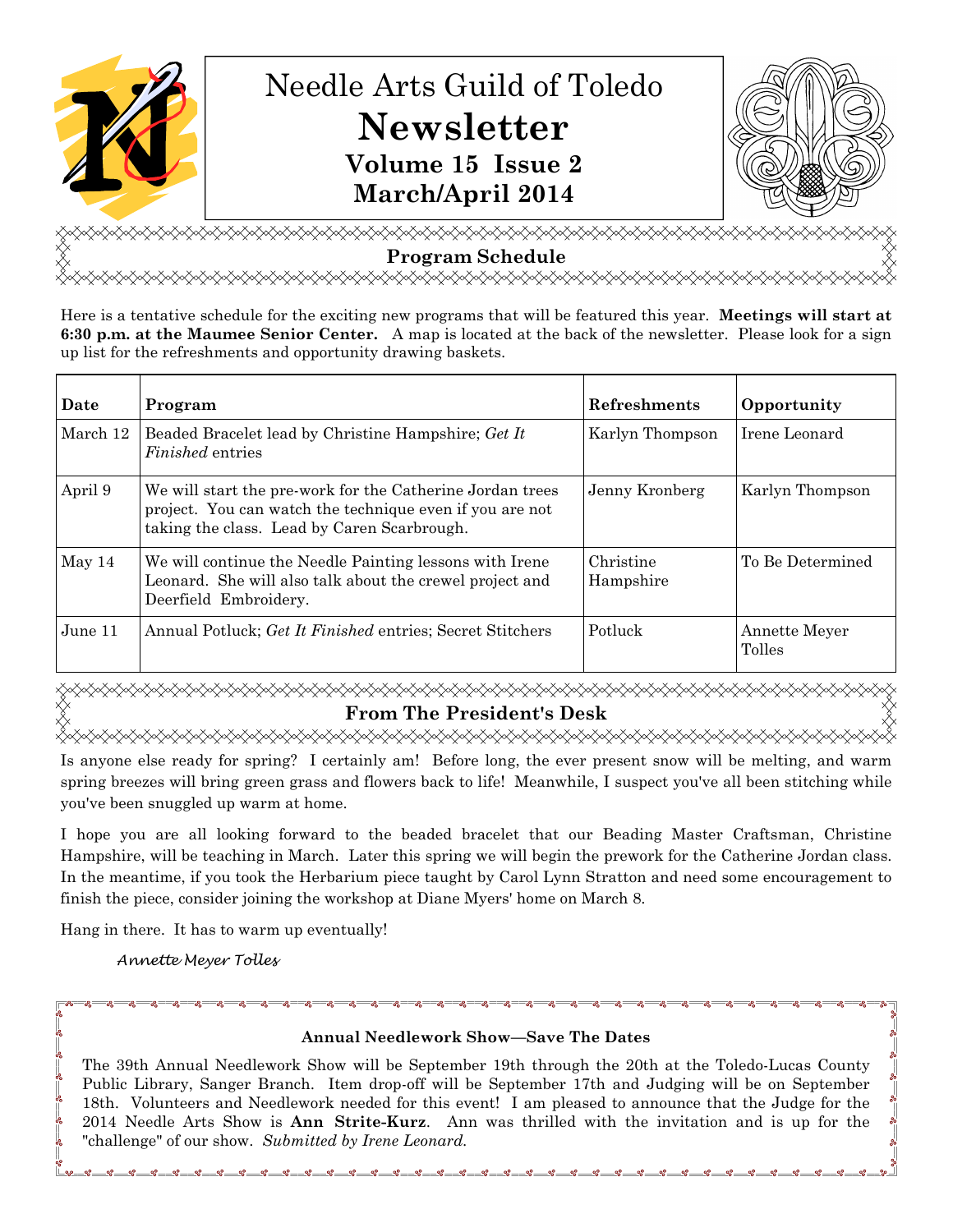# Needle Arts Guild of Toledo
# Newsletter
### Volume 15 Issue 2
### March/April 2014

## Program Schedule

Here is a tentative schedule for the exciting new programs that will be featured this year. **Meetings will start at 6:30 p.m. at the Maumee Senior Center.** A map is located at the back of the newsletter. Please look for a sign up list for the refreshments and opportunity drawing baskets.

| Date | Program | Refreshments | Opportunity |
|---|---|---|---|
| March 12 | Beaded Bracelet lead by Christine Hampshire; *Get It Finished* entries | Karlyn Thompson | Irene Leonard |
| April 9 | We will start the pre-work for the Catherine Jordan trees project. You can watch the technique even if you are not taking the class. Lead by Caren Scarbrough. | Jenny Kronberg | Karlyn Thompson |
| May 14 | We will continue the Needle Painting lessons with Irene Leonard. She will also talk about the crewel project and Deerfield Embroidery. | Christine Hampshire | To Be Determined |
| June 11 | Annual Potluck; *Get It Finished* entries; Secret Stitchers | Potluck | Annette Meyer Tolles |

## From The President's Desk

Is anyone else ready for spring? I certainly am! Before long, the ever present snow will be melting, and warm spring breezes will bring green grass and flowers back to life! Meanwhile, I suspect you've all been stitching while you've been snuggled up warm at home.

I hope you are all looking forward to the beaded bracelet that our Beading Master Craftsman, Christine Hampshire, will be teaching in March. Later this spring we will begin the prework for the Catherine Jordan class. In the meantime, if you took the Herbarium piece taught by Carol Lynn Stratton and need some encouragement to finish the piece, consider joining the workshop at Diane Myers' home on March 8.

Hang in there. It has to warm up eventually!

*Annette Meyer Tolles*

### Annual Needlework Show—Save The Dates

The 39th Annual Needlework Show will be September 19th through the 20th at the Toledo-Lucas County Public Library, Sanger Branch. Item drop-off will be September 17th and Judging will be on September 18th. Volunteers and Needlework needed for this event! I am pleased to announce that the Judge for the 2014 Needle Arts Show is **Ann Strite-Kurz**. Ann was thrilled with the invitation and is up for the "challenge" of our show. *Submitted by Irene Leonard.*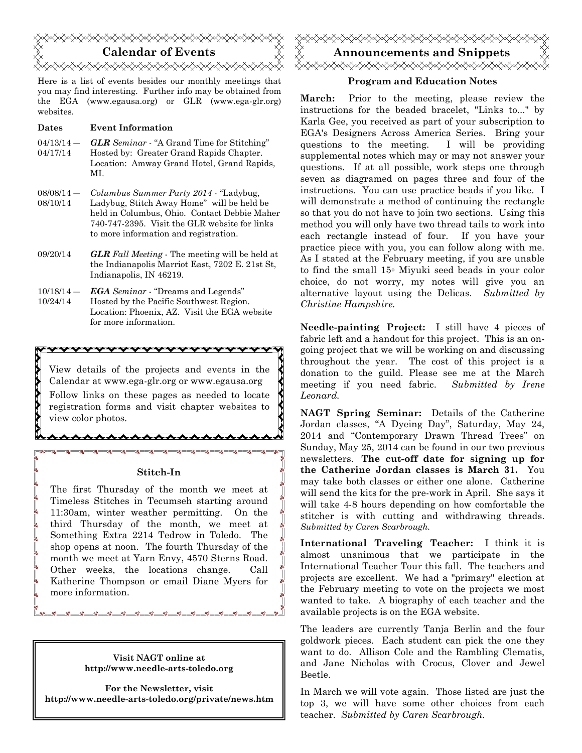## Calendar of Events

Here is a list of events besides our monthly meetings that you may find interesting. Further info may be obtained from the EGA (www.egausa.org) or GLR (www.ega-glr.org) websites.

| Dates | Event Information |
|---|---|
| 04/13/14 — 04/17/14 | ***GLR** Seminar* - "A Grand Time for Stitching" Hosted by: Greater Grand Rapids Chapter. Location: Amway Grand Hotel, Grand Rapids, MI. |
| 08/08/14 — 08/10/14 | *Columbus Summer Party 2014* - "Ladybug, Ladybug, Stitch Away Home" will be held be held in Columbus, Ohio. Contact Debbie Maher 740-747-2395. Visit the GLR website for links to more information and registration. |
| 09/20/14 | ***GLR** Fall Meeting* - The meeting will be held at the Indianapolis Marriot East, 7202 E. 21st St, Indianapolis, IN 46219. |
| 10/18/14 — 10/24/14 | ***EGA** Seminar* - "Dreams and Legends" Hosted by the Pacific Southwest Region. Location: Phoenix, AZ. Visit the EGA website for more information. |

View details of the projects and events in the Calendar at www.ega-glr.org or www.egausa.org

Follow links on these pages as needed to locate registration forms and visit chapter websites to view color photos.

### Stitch-In

The first Thursday of the month we meet at Timeless Stitches in Tecumseh starting around 11:30am, winter weather permitting. On the third Thursday of the month, we meet at Something Extra 2214 Tedrow in Toledo. The shop opens at noon. The fourth Thursday of the month we meet at Yarn Envy, 4570 Sterns Road. Other weeks, the locations change. Call Katherine Thompson or email Diane Myers for more information.

**Visit NAGT online at http://www.needle-arts-toledo.org**

**For the Newsletter, visit http://www.needle-arts-toledo.org/private/news.htm**

## Announcements and Snippets

### Program and Education Notes

**March:** Prior to the meeting, please review the instructions for the beaded bracelet, "Links to..." by Karla Gee, you received as part of your subscription to EGA's Designers Across America Series. Bring your questions to the meeting. I will be providing supplemental notes which may or may not answer your questions. If at all possible, work steps one through seven as diagramed on pages three and four of the instructions. You can use practice beads if you like. I will demonstrate a method of continuing the rectangle so that you do not have to join two sections. Using this method you will only have two thread tails to work into each rectangle instead of four. If you have your practice piece with you, you can follow along with me. As I stated at the February meeting, if you are unable to find the small 15◦ Miyuki seed beads in your color choice, do not worry, my notes will give you an alternative layout using the Delicas. *Submitted by Christine Hampshire.*

**Needle-painting Project:** I still have 4 pieces of fabric left and a handout for this project. This is an on-going project that we will be working on and discussing throughout the year. The cost of this project is a donation to the guild. Please see me at the March meeting if you need fabric. *Submitted by Irene Leonard.*

**NAGT Spring Seminar:** Details of the Catherine Jordan classes, "A Dyeing Day", Saturday, May 24, 2014 and "Contemporary Drawn Thread Trees" on Sunday, May 25, 2014 can be found in our two previous newsletters. **The cut-off date for signing up for the Catherine Jordan classes is March 31.** You may take both classes or either one alone. Catherine will send the kits for the pre-work in April. She says it will take 4-8 hours depending on how comfortable the stitcher is with cutting and withdrawing threads. *Submitted by Caren Scarbrough.*

**International Traveling Teacher:** I think it is almost unanimous that we participate in the International Teacher Tour this fall. The teachers and projects are excellent. We had a "primary" election at the February meeting to vote on the projects we most wanted to take. A biography of each teacher and the available projects is on the EGA website.

The leaders are currently Tanja Berlin and the four goldwork pieces. Each student can pick the one they want to do. Allison Cole and the Rambling Clematis, and Jane Nicholas with Crocus, Clover and Jewel Beetle.

In March we will vote again. Those listed are just the top 3, we will have some other choices from each teacher. *Submitted by Caren Scarbrough.*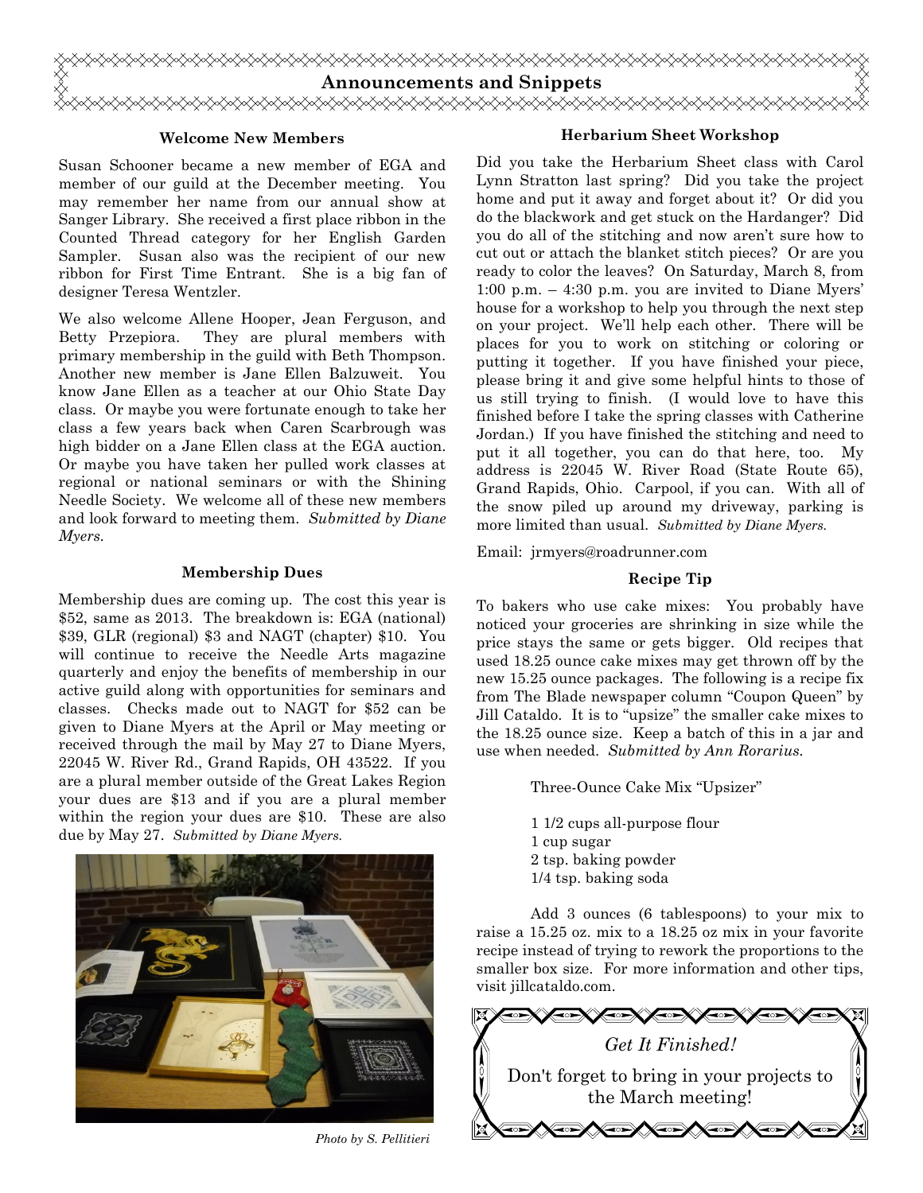## Announcements and Snippets

### Welcome New Members

Susan Schooner became a new member of EGA and member of our guild at the December meeting. You may remember her name from our annual show at Sanger Library. She received a first place ribbon in the Counted Thread category for her English Garden Sampler. Susan also was the recipient of our new ribbon for First Time Entrant. She is a big fan of designer Teresa Wentzler.

We also welcome Allene Hooper, Jean Ferguson, and Betty Przepiora. They are plural members with primary membership in the guild with Beth Thompson. Another new member is Jane Ellen Balzuweit. You know Jane Ellen as a teacher at our Ohio State Day class. Or maybe you were fortunate enough to take her class a few years back when Caren Scarbrough was high bidder on a Jane Ellen class at the EGA auction. Or maybe you have taken her pulled work classes at regional or national seminars or with the Shining Needle Society. We welcome all of these new members and look forward to meeting them. *Submitted by Diane Myers.*

### Membership Dues

Membership dues are coming up. The cost this year is $52, same as 2013. The breakdown is: EGA (national) $39, GLR (regional) $3 and NAGT (chapter) $10. You will continue to receive the Needle Arts magazine quarterly and enjoy the benefits of membership in our active guild along with opportunities for seminars and classes. Checks made out to NAGT for $52 can be given to Diane Myers at the April or May meeting or received through the mail by May 27 to Diane Myers, 22045 W. River Rd., Grand Rapids, OH 43522. If you are a plural member outside of the Great Lakes Region your dues are $13 and if you are a plural member within the region your dues are $10. These are also due by May 27. *Submitted by Diane Myers.*

*Photo by S. Pellitieri*

### Herbarium Sheet Workshop

Did you take the Herbarium Sheet class with Carol Lynn Stratton last spring? Did you take the project home and put it away and forget about it? Or did you do the blackwork and get stuck on the Hardanger? Did you do all of the stitching and now aren't sure how to cut out or attach the blanket stitch pieces? Or are you ready to color the leaves? On Saturday, March 8, from 1:00 p.m. – 4:30 p.m. you are invited to Diane Myers' house for a workshop to help you through the next step on your project. We'll help each other. There will be places for you to work on stitching or coloring or putting it together. If you have finished your piece, please bring it and give some helpful hints to those of us still trying to finish. (I would love to have this finished before I take the spring classes with Catherine Jordan.) If you have finished the stitching and need to put it all together, you can do that here, too. My address is 22045 W. River Road (State Route 65), Grand Rapids, Ohio. Carpool, if you can. With all of the snow piled up around my driveway, parking is more limited than usual. *Submitted by Diane Myers.*

Email: jrmyers@roadrunner.com

### Recipe Tip

To bakers who use cake mixes: You probably have noticed your groceries are shrinking in size while the price stays the same or gets bigger. Old recipes that used 18.25 ounce cake mixes may get thrown off by the new 15.25 ounce packages. The following is a recipe fix from The Blade newspaper column "Coupon Queen" by Jill Cataldo. It is to "upsize" the smaller cake mixes to the 18.25 ounce size. Keep a batch of this in a jar and use when needed. *Submitted by Ann Rorarius.*

Three-Ounce Cake Mix "Upsizer"

1 1/2 cups all-purpose flour
1 cup sugar
2 tsp. baking powder
1/4 tsp. baking soda

Add 3 ounces (6 tablespoons) to your mix to raise a 15.25 oz. mix to a 18.25 oz mix in your favorite recipe instead of trying to rework the proportions to the smaller box size. For more information and other tips, visit jillcataldo.com.

*Get It Finished!*

Don't forget to bring in your projects to the March meeting!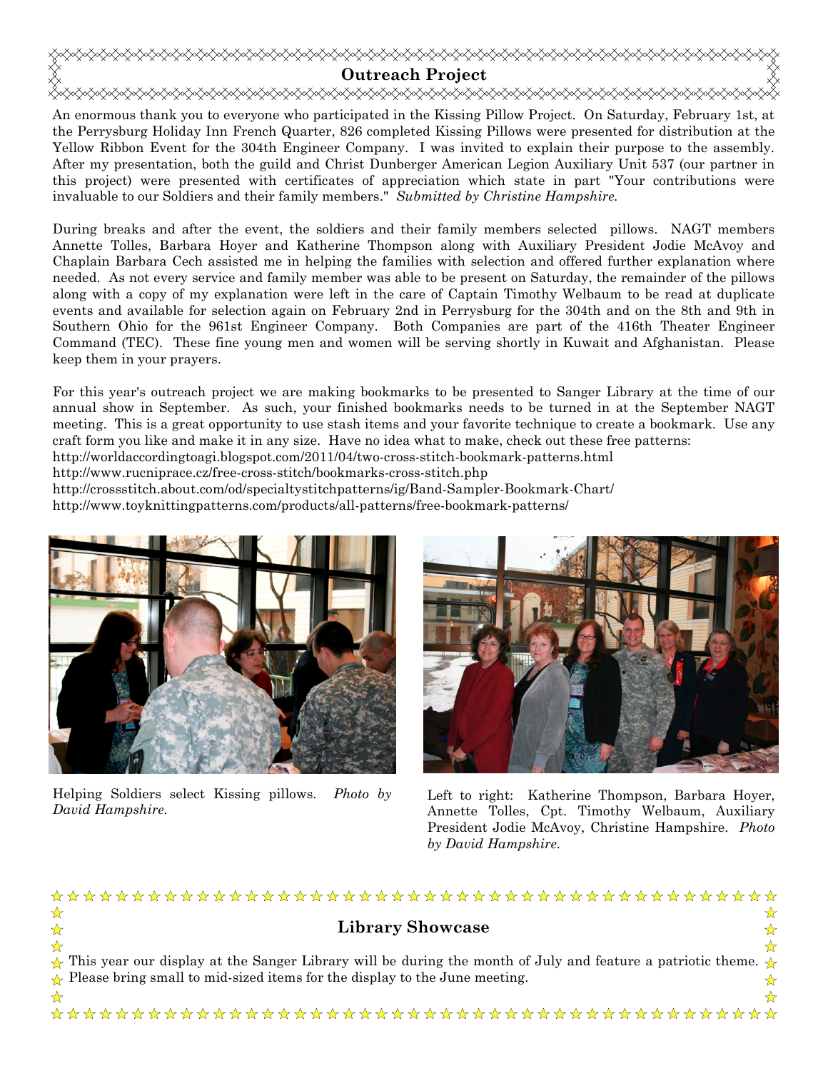## Outreach Project

An enormous thank you to everyone who participated in the Kissing Pillow Project. On Saturday, February 1st, at the Perrysburg Holiday Inn French Quarter, 826 completed Kissing Pillows were presented for distribution at the Yellow Ribbon Event for the 304th Engineer Company. I was invited to explain their purpose to the assembly. After my presentation, both the guild and Christ Dunberger American Legion Auxiliary Unit 537 (our partner in this project) were presented with certificates of appreciation which state in part "Your contributions were invaluable to our Soldiers and their family members." *Submitted by Christine Hampshire.*

During breaks and after the event, the soldiers and their family members selected pillows. NAGT members Annette Tolles, Barbara Hoyer and Katherine Thompson along with Auxiliary President Jodie McAvoy and Chaplain Barbara Cech assisted me in helping the families with selection and offered further explanation where needed. As not every service and family member was able to be present on Saturday, the remainder of the pillows along with a copy of my explanation were left in the care of Captain Timothy Welbaum to be read at duplicate events and available for selection again on February 2nd in Perrysburg for the 304th and on the 8th and 9th in Southern Ohio for the 961st Engineer Company. Both Companies are part of the 416th Theater Engineer Command (TEC). These fine young men and women will be serving shortly in Kuwait and Afghanistan. Please keep them in your prayers.

For this year's outreach project we are making bookmarks to be presented to Sanger Library at the time of our annual show in September. As such, your finished bookmarks needs to be turned in at the September NAGT meeting. This is a great opportunity to use stash items and your favorite technique to create a bookmark. Use any craft form you like and make it in any size. Have no idea what to make, check out these free patterns:
http://worldaccordingtoagi.blogspot.com/2011/04/two-cross-stitch-bookmark-patterns.html
http://www.rucniprace.cz/free-cross-stitch/bookmarks-cross-stitch.php
http://crossstitch.about.com/od/specialtystitchpatterns/ig/Band-Sampler-Bookmark-Chart/
http://www.toyknittingpatterns.com/products/all-patterns/free-bookmark-patterns/

Helping Soldiers select Kissing pillows. *Photo by David Hampshire.*

Left to right: Katherine Thompson, Barbara Hoyer, Annette Tolles, Cpt. Timothy Welbaum, Auxiliary President Jodie McAvoy, Christine Hampshire. *Photo by David Hampshire.*

## Library Showcase

This year our display at the Sanger Library will be during the month of July and feature a patriotic theme. Please bring small to mid-sized items for the display to the June meeting.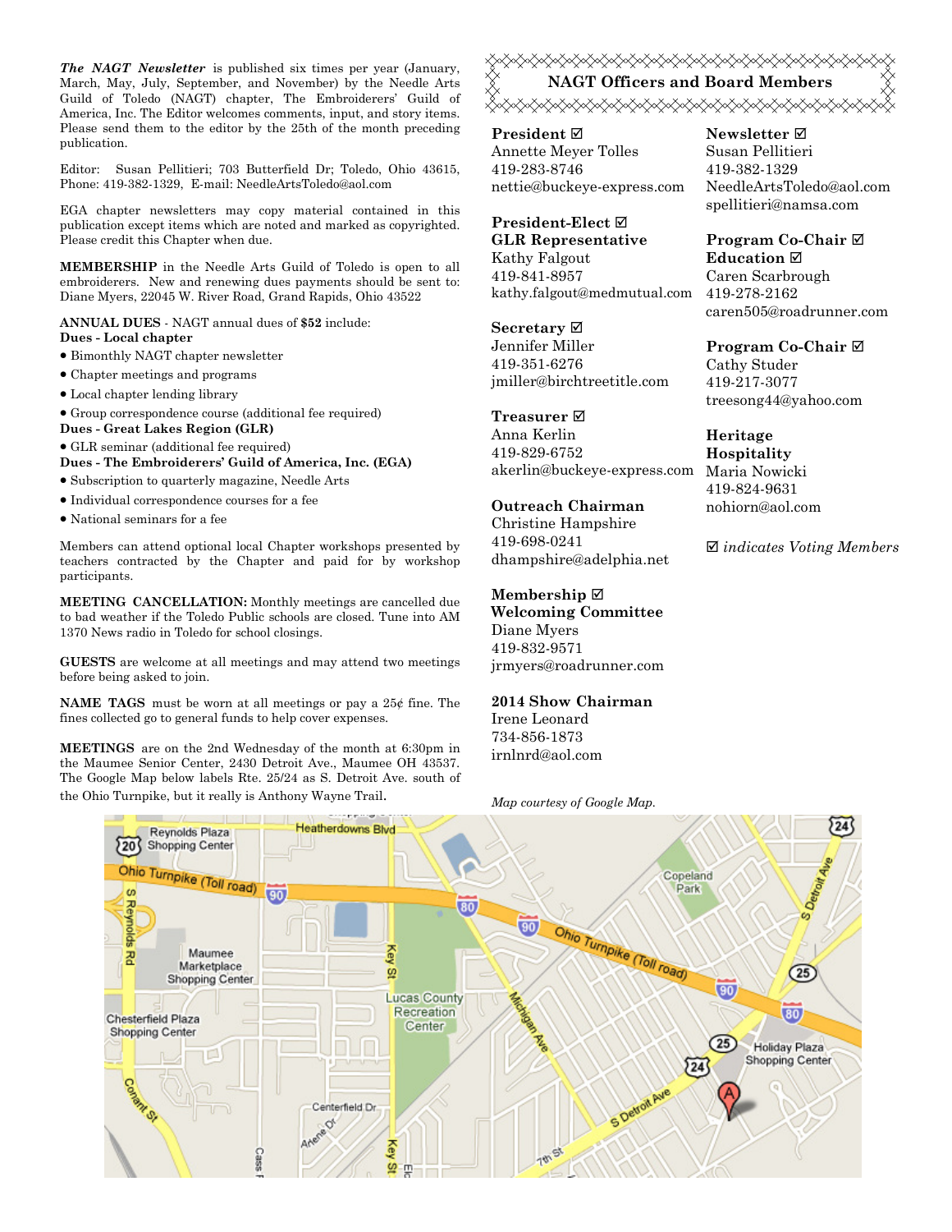***The NAGT Newsletter*** is published six times per year (January, March, May, July, September, and November) by the Needle Arts Guild of Toledo (NAGT) chapter, The Embroiderers' Guild of America, Inc. The Editor welcomes comments, input, and story items. Please send them to the editor by the 25th of the month preceding publication.

Editor: Susan Pellitieri; 703 Butterfield Dr; Toledo, Ohio 43615, Phone: 419-382-1329, E-mail: NeedleArtsToledo@aol.com

EGA chapter newsletters may copy material contained in this publication except items which are noted and marked as copyrighted. Please credit this Chapter when due.

**MEMBERSHIP** in the Needle Arts Guild of Toledo is open to all embroiderers. New and renewing dues payments should be sent to: Diane Myers, 22045 W. River Road, Grand Rapids, Ohio 43522

**ANNUAL DUES** - NAGT annual dues of **$52** include:

**Dues - Local chapter**

- Bimonthly NAGT chapter newsletter
- Chapter meetings and programs
- Local chapter lending library
- Group correspondence course (additional fee required)

**Dues - Great Lakes Region (GLR)**

- GLR seminar (additional fee required)

**Dues - The Embroiderers' Guild of America, Inc. (EGA)**

- Subscription to quarterly magazine, Needle Arts
- Individual correspondence courses for a fee
- National seminars for a fee

Members can attend optional local Chapter workshops presented by teachers contracted by the Chapter and paid for by workshop participants.

**MEETING CANCELLATION:** Monthly meetings are cancelled due to bad weather if the Toledo Public schools are closed. Tune into AM 1370 News radio in Toledo for school closings.

**GUESTS** are welcome at all meetings and may attend two meetings before being asked to join.

**NAME TAGS** must be worn at all meetings or pay a 25¢ fine. The fines collected go to general funds to help cover expenses.

**MEETINGS** are on the 2nd Wednesday of the month at 6:30pm in the Maumee Senior Center, 2430 Detroit Ave., Maumee OH 43537. The Google Map below labels Rte. 25/24 as S. Detroit Ave. south of the Ohio Turnpike, but it really is Anthony Wayne Trail.

## NAGT Officers and Board Members

**President ☑**
Annette Meyer Tolles
419-283-8746
nettie@buckeye-express.com

**President-Elect ☑**
**GLR Representative**
Kathy Falgout
419-841-8957
kathy.falgout@medmutual.com

**Secretary ☑**
Jennifer Miller
419-351-6276
jmiller@birchtreetitle.com

**Treasurer ☑**
Anna Kerlin
419-829-6752
akerlin@buckeye-express.com

**Outreach Chairman**
Christine Hampshire
419-698-0241
dhampshire@adelphia.net

**Membership ☑**
**Welcoming Committee**
Diane Myers
419-832-9571
jrmyers@roadrunner.com

**2014 Show Chairman**
Irene Leonard
734-856-1873
irnlnrd@aol.com

**Newsletter ☑**
Susan Pellitieri
419-382-1329
NeedleArtsToledo@aol.com
spellitieri@namsa.com

**Program Co-Chair ☑**
**Education ☑**
Caren Scarbrough
419-278-2162
caren505@roadrunner.com

**Program Co-Chair ☑**
Cathy Studer
419-217-3077
treesong44@yahoo.com

**Heritage**
**Hospitality**
Maria Nowicki
419-824-9631
nohiorn@aol.com

☑ *indicates Voting Members*

*Map courtesy of Google Map.*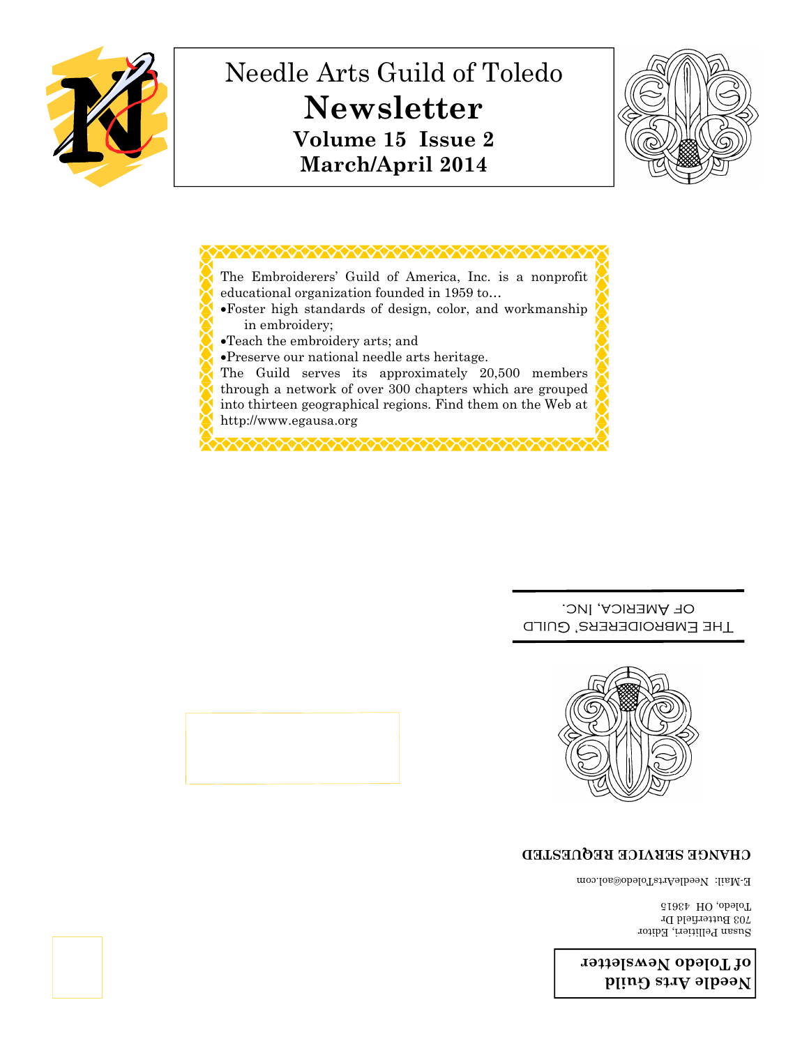# Needle Arts Guild of Toledo

# Newsletter

## Volume 15 Issue 2

## March/April 2014

The Embroiderers' Guild of America, Inc. is a nonprofit educational organization founded in 1959 to…

- Foster high standards of design, color, and workmanship in embroidery;
- Teach the embroidery arts; and
- Preserve our national needle arts heritage.

The Guild serves its approximately 20,500 members through a network of over 300 chapters which are grouped into thirteen geographical regions. Find them on the Web at http://www.egausa.org

THE EMBROIDERERS' GUILD OF AMERICA, INC.

**CHANGE SERVICE REQUESTED**

E-Mail: NeedleArtsToledo@aol.com

Toledo, OH 43615

703 Butterfield Dr

Susan Pellitieri, Editor

**Needle Arts Guild of Toledo Newsletter**